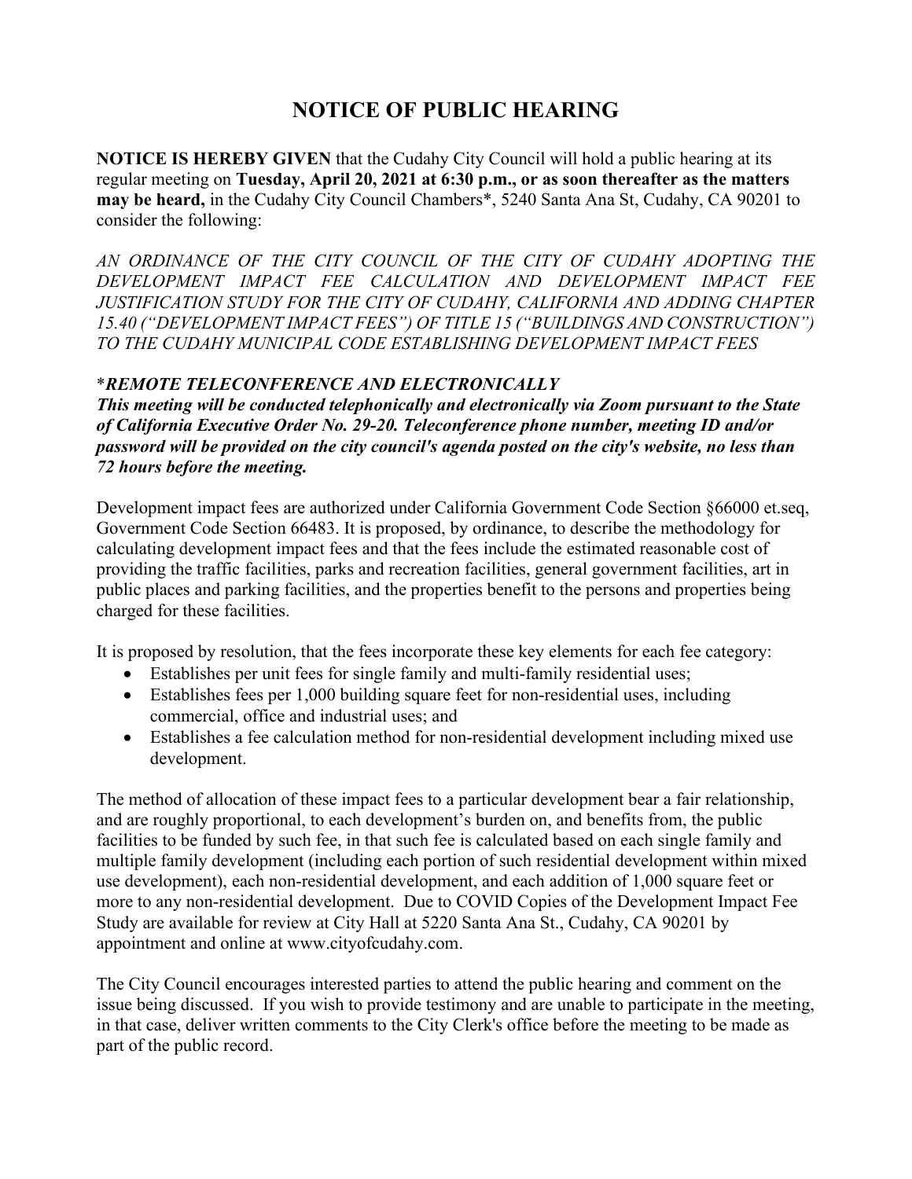# NOTICE OF PUBLIC HEARING

**NOTICE IS HEREBY GIVEN** that the Cudahy City Council will hold a public hearing at its regular meeting on **Tuesday, April 20, 2021 at 6:30 p.m., or as soon thereafter as the matters may be heard,** in the Cudahy City Council Chambers*, 5240 Santa Ana St, Cudahy, CA 90201 to consider the following:

*AN ORDINANCE OF THE CITY COUNCIL OF THE CITY OF CUDAHY ADOPTING THE DEVELOPMENT IMPACT FEE CALCULATION AND DEVELOPMENT IMPACT FEE JUSTIFICATION STUDY FOR THE CITY OF CUDAHY, CALIFORNIA AND ADDING CHAPTER 15.40 ("DEVELOPMENT IMPACT FEES") OF TITLE 15 ("BUILDINGS AND CONSTRUCTION") TO THE CUDAHY MUNICIPAL CODE ESTABLISHING DEVELOPMENT IMPACT FEES*

***REMOTE TELECONFERENCE AND ELECTRONICALLY***

***This meeting will be conducted telephonically and electronically via Zoom pursuant to the State of California Executive Order No. 29-20. Teleconference phone number, meeting ID and/or password will be provided on the city council's agenda posted on the city's website, no less than 72 hours before the meeting.***

Development impact fees are authorized under California Government Code Section §66000 et.seq, Government Code Section 66483. It is proposed, by ordinance, to describe the methodology for calculating development impact fees and that the fees include the estimated reasonable cost of providing the traffic facilities, parks and recreation facilities, general government facilities, art in public places and parking facilities, and the properties benefit to the persons and properties being charged for these facilities.

It is proposed by resolution, that the fees incorporate these key elements for each fee category:

- Establishes per unit fees for single family and multi-family residential uses;
- Establishes fees per 1,000 building square feet for non-residential uses, including commercial, office and industrial uses; and
- Establishes a fee calculation method for non-residential development including mixed use development.

The method of allocation of these impact fees to a particular development bear a fair relationship, and are roughly proportional, to each development's burden on, and benefits from, the public facilities to be funded by such fee, in that such fee is calculated based on each single family and multiple family development (including each portion of such residential development within mixed use development), each non-residential development, and each addition of 1,000 square feet or more to any non-residential development. Due to COVID Copies of the Development Impact Fee Study are available for review at City Hall at 5220 Santa Ana St., Cudahy, CA 90201 by appointment and online at www.cityofcudahy.com.

The City Council encourages interested parties to attend the public hearing and comment on the issue being discussed. If you wish to provide testimony and are unable to participate in the meeting, in that case, deliver written comments to the City Clerk's office before the meeting to be made as part of the public record.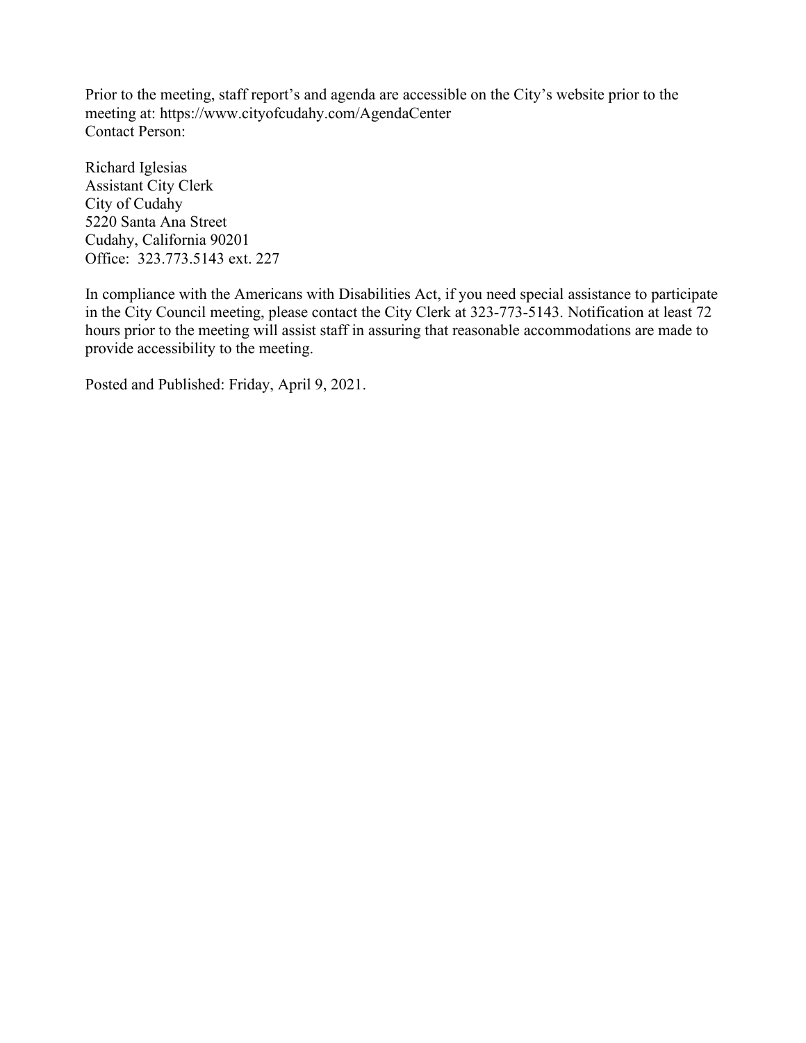Prior to the meeting, staff report's and agenda are accessible on the City's website prior to the meeting at: https://www.cityofcudahy.com/AgendaCenter
Contact Person:

Richard Iglesias
Assistant City Clerk
City of Cudahy
5220 Santa Ana Street
Cudahy, California 90201
Office: 323.773.5143 ext. 227

In compliance with the Americans with Disabilities Act, if you need special assistance to participate in the City Council meeting, please contact the City Clerk at 323-773-5143. Notification at least 72 hours prior to the meeting will assist staff in assuring that reasonable accommodations are made to provide accessibility to the meeting.

Posted and Published: Friday, April 9, 2021.